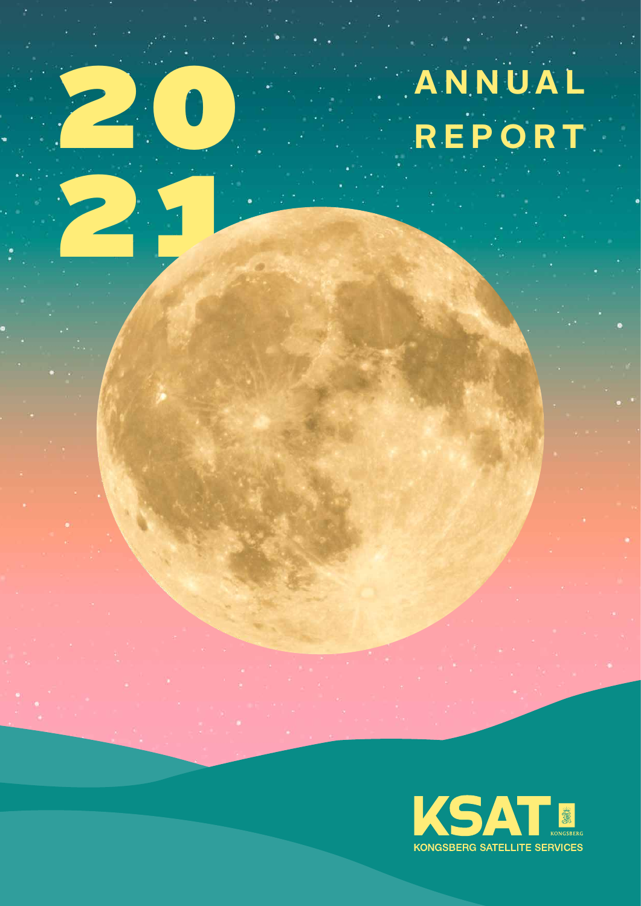# 2021

# ANNUAL REPORT

KSAT

KONGSBERG

KONGSBERG SATELLITE SERVICES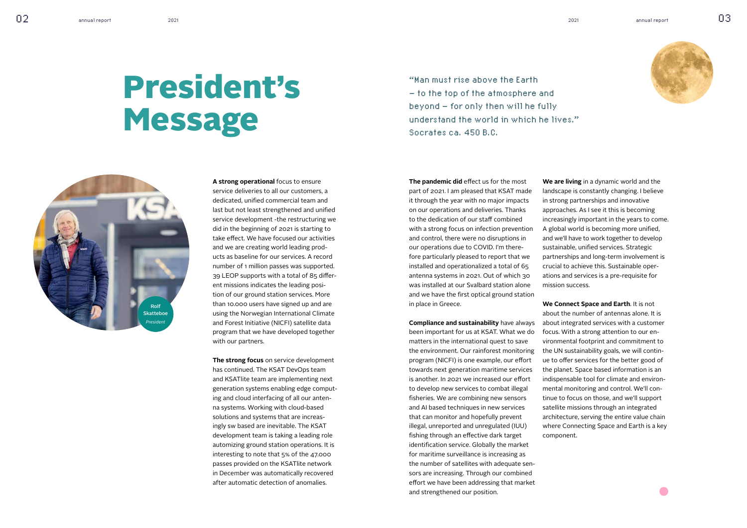# President's Message

"Man must rise above the Earth – to the top of the atmosphere and beyond – for only then will he fully understand the world in which he lives."
Socrates ca. 450 B.C.

**Rolf Skatteboe**
*President*

**A strong operational** focus to ensure service deliveries to all our customers, a dedicated, unified commercial team and last but not least strengthened and unified service development -the restructuring we did in the beginning of 2021 is starting to take effect. We have focused our activities and we are creating world leading products as baseline for our services. A record number of 1 million passes was supported. 39 LEOP supports with a total of 85 different missions indicates the leading position of our ground station services. More than 10.000 users have signed up and are using the Norwegian International Climate and Forest Initiative (NICFI) satellite data program that we have developed together with our partners.

**The strong focus** on service development has continued. The KSAT DevOps team and KSATlite team are implementing next generation systems enabling edge computing and cloud interfacing of all our antenna systems. Working with cloud-based solutions and systems that are increasingly sw based are inevitable. The KSAT development team is taking a leading role automizing ground station operations. It is interesting to note that 5% of the 47.000 passes provided on the KSATlite network in December was automatically recovered after automatic detection of anomalies.

**The pandemic did** effect us for the most part of 2021. I am pleased that KSAT made it through the year with no major impacts on our operations and deliveries. Thanks to the dedication of our staff combined with a strong focus on infection prevention and control, there were no disruptions in our operations due to COVID. I'm therefore particularly pleased to report that we installed and operationalized a total of 65 antenna systems in 2021. Out of which 30 was installed at our Svalbard station alone and we have the first optical ground station in place in Greece.

**Compliance and sustainability** have always been important for us at KSAT. What we do matters in the international quest to save the environment. Our rainforest monitoring program (NICFI) is one example, our effort towards next generation maritime services is another. In 2021 we increased our effort to develop new services to combat illegal fisheries. We are combining new sensors and AI based techniques in new services that can monitor and hopefully prevent illegal, unreported and unregulated (IUU) fishing through an effective dark target identification service. Globally the market for maritime surveillance is increasing as the number of satellites with adequate sensors are increasing. Through our combined effort we have been addressing that market and strengthened our position.

**We are living** in a dynamic world and the landscape is constantly changing. I believe in strong partnerships and innovative approaches. As I see it this is becoming increasingly important in the years to come. A global world is becoming more unified, and we'll have to work together to develop sustainable, unified services. Strategic partnerships and long-term involvement is crucial to achieve this. Sustainable operations and services is a pre-requisite for mission success.

**We Connect Space and Earth**. It is not about the number of antennas alone. It is about integrated services with a customer focus. With a strong attention to our environmental footprint and commitment to the UN sustainability goals, we will continue to offer services for the better good of the planet. Space based information is an indispensable tool for climate and environmental monitoring and control. We'll continue to focus on those, and we'll support satellite missions through an integrated architecture, serving the entire value chain where Connecting Space and Earth is a key component.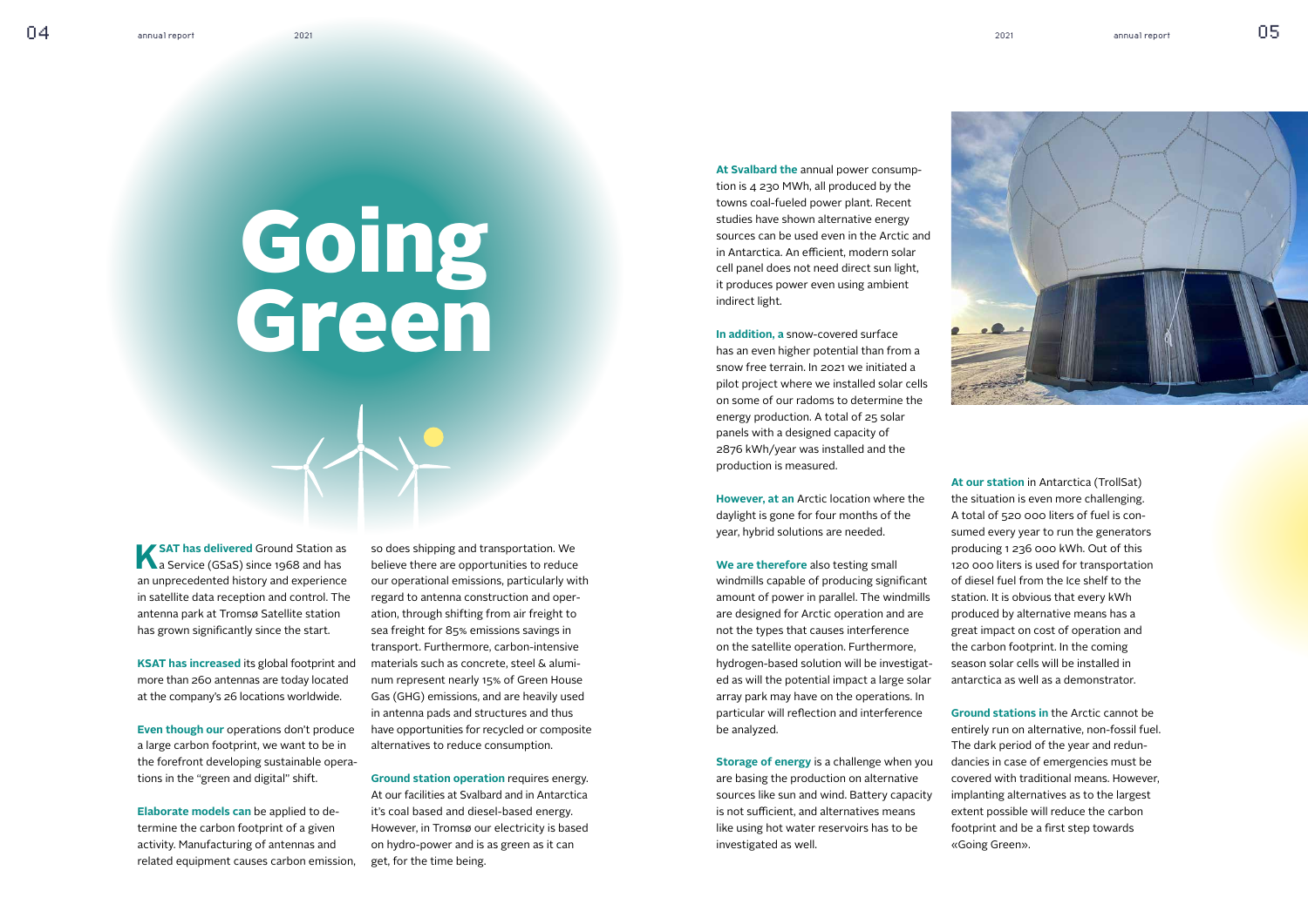# Going Green

**KSAT has delivered** Ground Station as a Service (GSaS) since 1968 and has an unprecedented history and experience in satellite data reception and control. The antenna park at Tromsø Satellite station has grown significantly since the start.

**KSAT has increased** its global footprint and more than 260 antennas are today located at the company's 26 locations worldwide.

**Even though our** operations don't produce a large carbon footprint, we want to be in the forefront developing sustainable operations in the "green and digital" shift.

**Elaborate models can** be applied to determine the carbon footprint of a given activity. Manufacturing of antennas and related equipment causes carbon emission, so does shipping and transportation. We believe there are opportunities to reduce our operational emissions, particularly with regard to antenna construction and operation, through shifting from air freight to sea freight for 85% emissions savings in transport. Furthermore, carbon-intensive materials such as concrete, steel & aluminum represent nearly 15% of Green House Gas (GHG) emissions, and are heavily used in antenna pads and structures and thus have opportunities for recycled or composite alternatives to reduce consumption.

**Ground station operation** requires energy. At our facilities at Svalbard and in Antarctica it's coal based and diesel-based energy. However, in Tromsø our electricity is based on hydro-power and is as green as it can get, for the time being.

**At Svalbard the** annual power consumption is 4 230 MWh, all produced by the towns coal-fueled power plant. Recent studies have shown alternative energy sources can be used even in the Arctic and in Antarctica. An efficient, modern solar cell panel does not need direct sun light, it produces power even using ambient indirect light.

**In addition, a** snow-covered surface has an even higher potential than from a snow free terrain. In 2021 we initiated a pilot project where we installed solar cells on some of our radoms to determine the energy production. A total of 25 solar panels with a designed capacity of 2876 kWh/year was installed and the production is measured.

**However, at an** Arctic location where the daylight is gone for four months of the year, hybrid solutions are needed.

**We are therefore** also testing small windmills capable of producing significant amount of power in parallel. The windmills are designed for Arctic operation and are not the types that causes interference on the satellite operation. Furthermore, hydrogen-based solution will be investigated as will the potential impact a large solar array park may have on the operations. In particular will reflection and interference be analyzed.

**Storage of energy** is a challenge when you are basing the production on alternative sources like sun and wind. Battery capacity is not sufficient, and alternatives means like using hot water reservoirs has to be investigated as well.

**At our station** in Antarctica (TrollSat) the situation is even more challenging. A total of 520 000 liters of fuel is consumed every year to run the generators producing 1 236 000 kWh. Out of this 120 000 liters is used for transportation of diesel fuel from the Ice shelf to the station. It is obvious that every kWh produced by alternative means has a great impact on cost of operation and the carbon footprint. In the coming season solar cells will be installed in antarctica as well as a demonstrator.

**Ground stations in** the Arctic cannot be entirely run on alternative, non-fossil fuel. The dark period of the year and redundancies in case of emergencies must be covered with traditional means. However, implanting alternatives as to the largest extent possible will reduce the carbon footprint and be a first step towards «Going Green».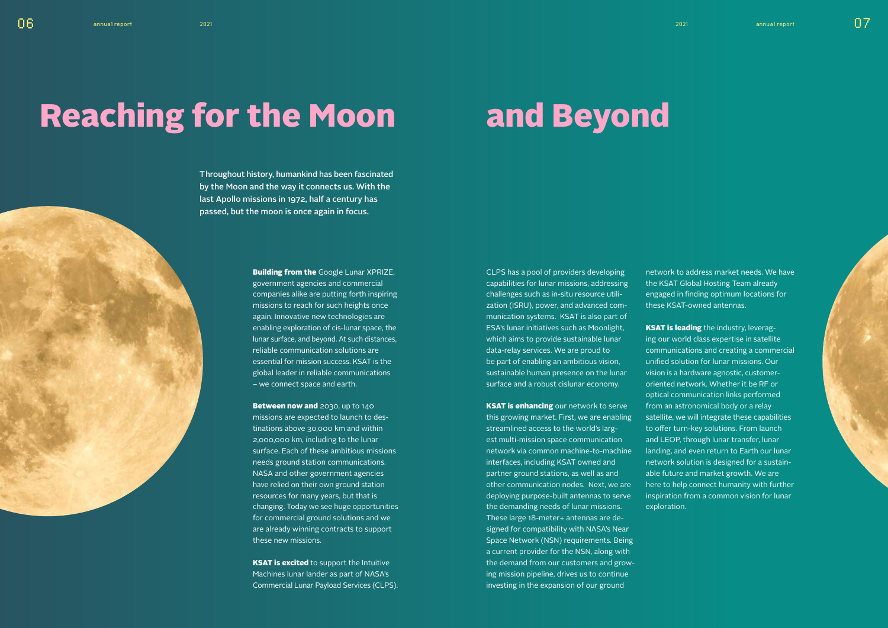# Reaching for the Moon and Beyond

**Throughout history, humankind has been fascinated by the Moon and the way it connects us. With the last Apollo missions in 1972, half a century has passed, but the moon is once again in focus.**

**Building from the** Google Lunar XPRIZE, government agencies and commercial companies alike are putting forth inspiring missions to reach for such heights once again. Innovative new technologies are enabling exploration of cis-lunar space, the lunar surface, and beyond. At such distances, reliable communication solutions are essential for mission success. KSAT is the global leader in reliable communications – we connect space and earth.

**Between now and** 2030, up to 140 missions are expected to launch to destinations above 30,000 km and within 2,000,000 km, including to the lunar surface. Each of these ambitious missions needs ground station communications. NASA and other government agencies have relied on their own ground station resources for many years, but that is changing. Today we see huge opportunities for commercial ground solutions and we are already winning contracts to support these new missions.

**KSAT is excited** to support the Intuitive Machines lunar lander as part of NASA's Commercial Lunar Payload Services (CLPS). CLPS has a pool of providers developing capabilities for lunar missions, addressing challenges such as in-situ resource utilization (ISRU), power, and advanced communication systems. KSAT is also part of ESA's lunar initiatives such as Moonlight, which aims to provide sustainable lunar data-relay services. We are proud to be part of enabling an ambitious vision, sustainable human presence on the lunar surface and a robust cislunar economy.

**KSAT is enhancing** our network to serve this growing market. First, we are enabling streamlined access to the world's largest multi-mission space communication network via common machine-to-machine interfaces, including KSAT owned and partner ground stations, as well as and other communication nodes. Next, we are deploying purpose-built antennas to serve the demanding needs of lunar missions. These large 18-meter+ antennas are designed for compatibility with NASA's Near Space Network (NSN) requirements. Being a current provider for the NSN, along with the demand from our customers and growing mission pipeline, drives us to continue investing in the expansion of our ground network to address market needs. We have the KSAT Global Hosting Team already engaged in finding optimum locations for these KSAT-owned antennas.

**KSAT is leading** the industry, leveraging our world class expertise in satellite communications and creating a commercial unified solution for lunar missions. Our vision is a hardware agnostic, customer-oriented network. Whether it be RF or optical communication links performed from an astronomical body or a relay satellite, we will integrate these capabilities to offer turn-key solutions. From launch and LEOP, through lunar transfer, lunar landing, and even return to Earth our lunar network solution is designed for a sustainable future and market growth. We are here to help connect humanity with further inspiration from a common vision for lunar exploration.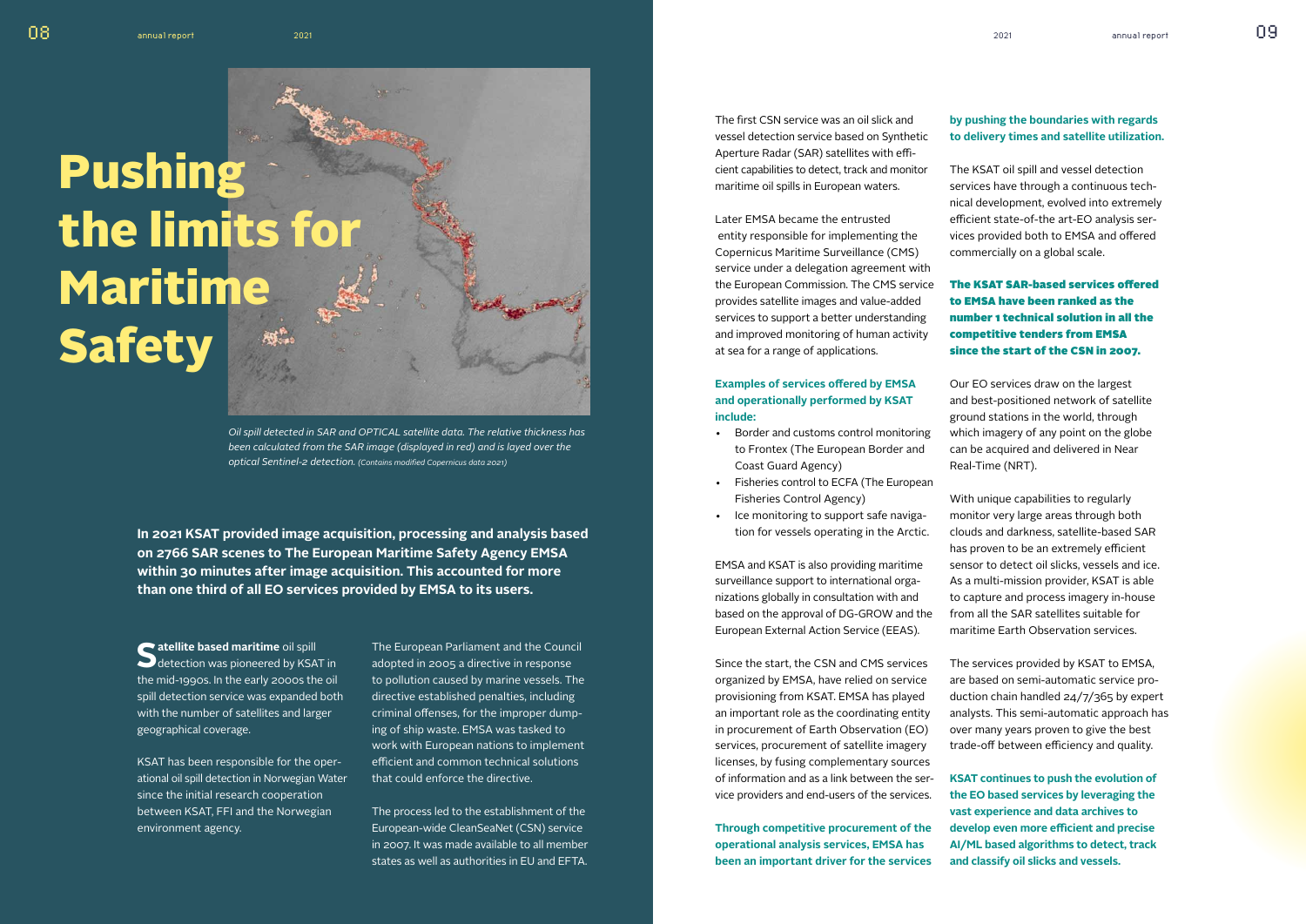# Pushing the limits for Maritime Safety

*Oil spill detected in SAR and OPTICAL satellite data. The relative thickness has been calculated from the SAR image (displayed in red) and is layed over the optical Sentinel-2 detection. (Contains modified Copernicus data 2021)*

**In 2021 KSAT provided image acquisition, processing and analysis based on 2766 SAR scenes to The European Maritime Safety Agency EMSA within 30 minutes after image acquisition. This accounted for more than one third of all EO services provided by EMSA to its users.**

**Satellite based maritime** oil spill detection was pioneered by KSAT in the mid-1990s. In the early 2000s the oil spill detection service was expanded both with the number of satellites and larger geographical coverage.

KSAT has been responsible for the operational oil spill detection in Norwegian Water since the initial research cooperation between KSAT, FFI and the Norwegian environment agency.

The European Parliament and the Council adopted in 2005 a directive in response to pollution caused by marine vessels. The directive established penalties, including criminal offenses, for the improper dumping of ship waste. EMSA was tasked to work with European nations to implement efficient and common technical solutions that could enforce the directive.

The process led to the establishment of the European-wide CleanSeaNet (CSN) service in 2007. It was made available to all member states as well as authorities in EU and EFTA.

The first CSN service was an oil slick and vessel detection service based on Synthetic Aperture Radar (SAR) satellites with efficient capabilities to detect, track and monitor maritime oil spills in European waters.

Later EMSA became the entrusted entity responsible for implementing the Copernicus Maritime Surveillance (CMS) service under a delegation agreement with the European Commission. The CMS service provides satellite images and value-added services to support a better understanding and improved monitoring of human activity at sea for a range of applications.

**Examples of services offered by EMSA and operationally performed by KSAT include:**

- Border and customs control monitoring to Frontex (The European Border and Coast Guard Agency)
- Fisheries control to ECFA (The European Fisheries Control Agency)
- Ice monitoring to support safe navigation for vessels operating in the Arctic.

EMSA and KSAT is also providing maritime surveillance support to international organizations globally in consultation with and based on the approval of DG-GROW and the European External Action Service (EEAS).

Since the start, the CSN and CMS services organized by EMSA, have relied on service provisioning from KSAT. EMSA has played an important role as the coordinating entity in procurement of Earth Observation (EO) services, procurement of satellite imagery licenses, by fusing complementary sources of information and as a link between the service providers and end-users of the services.

**Through competitive procurement of the operational analysis services, EMSA has been an important driver for the services by pushing the boundaries with regards to delivery times and satellite utilization.**

The KSAT oil spill and vessel detection services have through a continuous technical development, evolved into extremely efficient state-of-the art-EO analysis services provided both to EMSA and offered commercially on a global scale.

**The KSAT SAR-based services offered to EMSA have been ranked as the number 1 technical solution in all the competitive tenders from EMSA since the start of the CSN in 2007.**

Our EO services draw on the largest and best-positioned network of satellite ground stations in the world, through which imagery of any point on the globe can be acquired and delivered in Near Real-Time (NRT).

With unique capabilities to regularly monitor very large areas through both clouds and darkness, satellite-based SAR has proven to be an extremely efficient sensor to detect oil slicks, vessels and ice. As a multi-mission provider, KSAT is able to capture and process imagery in-house from all the SAR satellites suitable for maritime Earth Observation services.

The services provided by KSAT to EMSA, are based on semi-automatic service production chain handled 24/7/365 by expert analysts. This semi-automatic approach has over many years proven to give the best trade-off between efficiency and quality.

**KSAT continues to push the evolution of the EO based services by leveraging the vast experience and data archives to develop even more efficient and precise AI/ML based algorithms to detect, track and classify oil slicks and vessels.**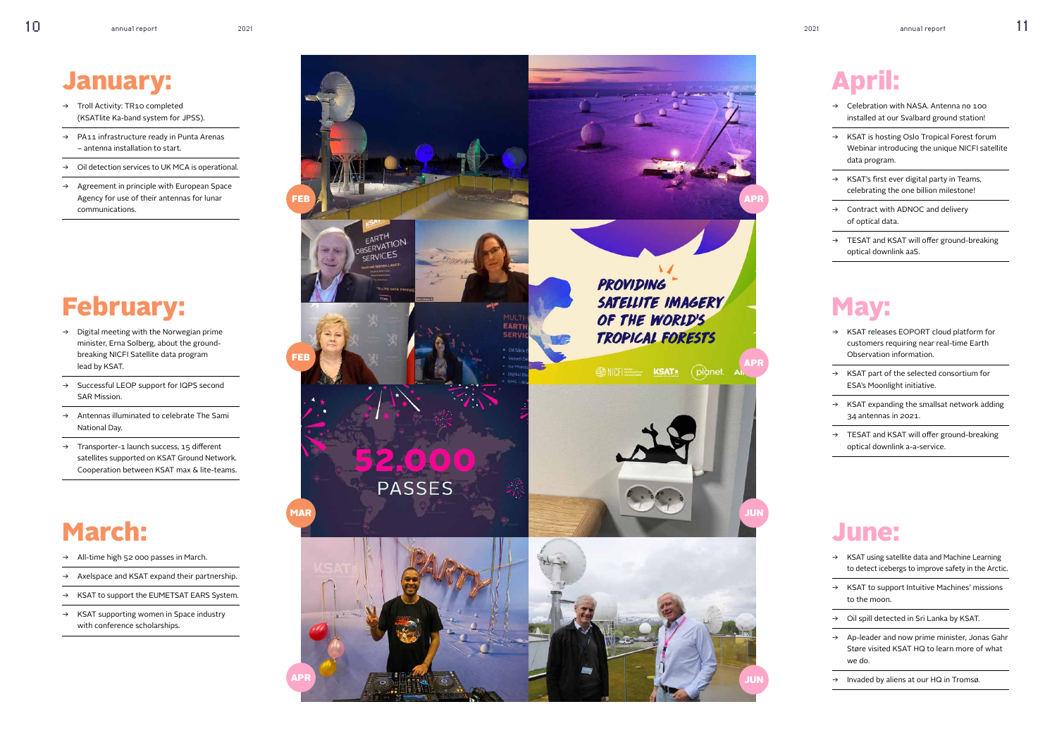# January:

- → Troll Activity: TR10 completed (KSATlite Ka-band system for JPSS).
- → PA11 infrastructure ready in Punta Arenas – antenna installation to start.
- → Oil detection services to UK MCA is operational.
- → Agreement in principle with European Space Agency for use of their antennas for lunar communications.

# February:

- → Digital meeting with the Norwegian prime minister, Erna Solberg, about the ground-breaking NICFI Satellite data program lead by KSAT.
- → Successful LEOP support for IQPS second SAR Mission.
- → Antennas illuminated to celebrate The Sami National Day.
- → Transporter-1 launch success, 15 different satellites supported on KSAT Ground Network. Cooperation between KSAT max & lite-teams.

# March:

- → All-time high 52 000 passes in March.
- → Axelspace and KSAT expand their partnership.
- → KSAT to support the EUMETSAT EARS System.
- → KSAT supporting women in Space industry with conference scholarships.

# April:

- → Celebration with NASA. Antenna no 100 installed at our Svalbard ground station!
- → KSAT is hosting Oslo Tropical Forest forum Webinar introducing the unique NICFI satellite data program.
- → KSAT's first ever digital party in Teams, celebrating the one billion milestone!
- → Contract with ADNOC and delivery of optical data.
- → TESAT and KSAT will offer ground-breaking optical downlink aaS.

# May:

- → KSAT releases EOPORT cloud platform for customers requiring near real-time Earth Observation information.
- → KSAT part of the selected consortium for ESA's Moonlight initiative.
- → KSAT expanding the smallsat network adding 34 antennas in 2021.
- → TESAT and KSAT will offer ground-breaking optical downlink a-a-service.

# June:

- → KSAT using satellite data and Machine Learning to detect icebergs to improve safety in the Arctic.
- → KSAT to support Intuitive Machines' missions to the moon.
- → Oil spill detected in Sri Lanka by KSAT.
- → Ap-leader and now prime minister, Jonas Gahr Støre visited KSAT HQ to learn more of what we do.
- → Invaded by aliens at our HQ in Tromsø.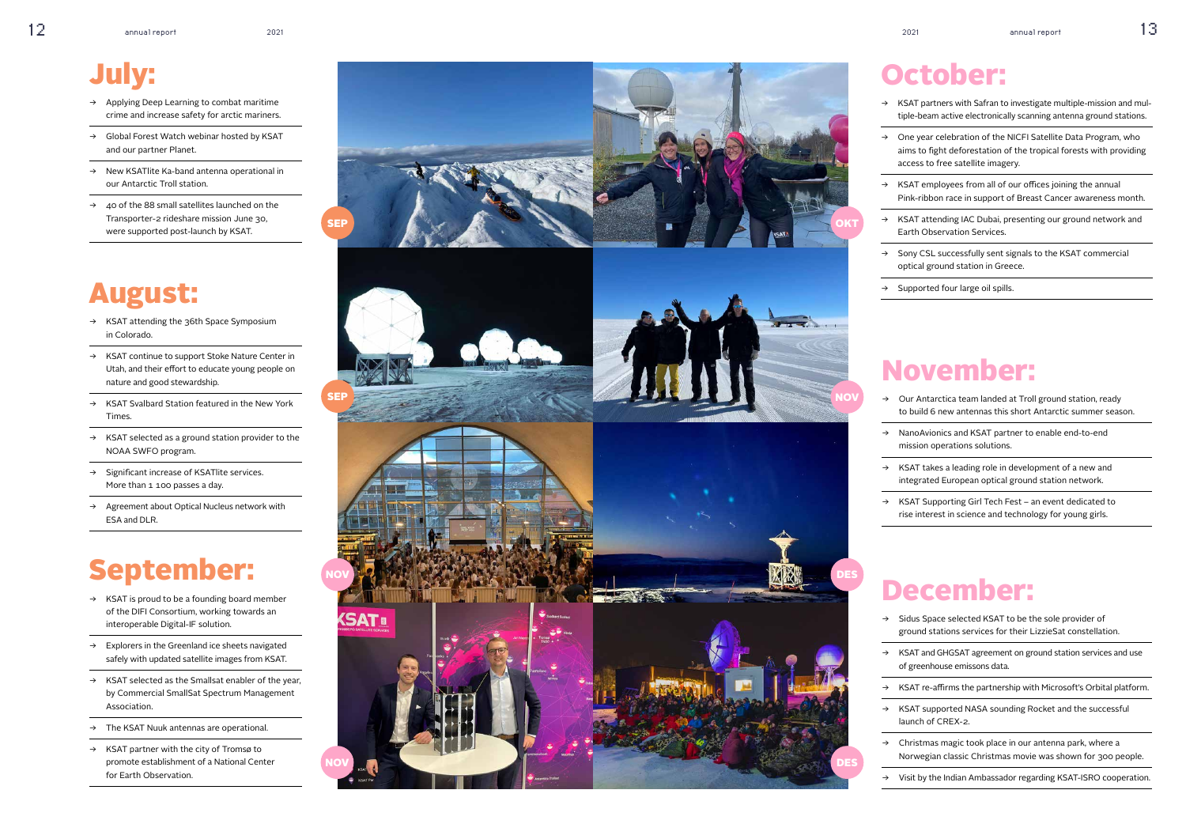# July:

- → Applying Deep Learning to combat maritime crime and increase safety for arctic mariners.
- → Global Forest Watch webinar hosted by KSAT and our partner Planet.
- → New KSATlite Ka-band antenna operational in our Antarctic Troll station.
- → 40 of the 88 small satellites launched on the Transporter-2 rideshare mission June 30, were supported post-launch by KSAT.

# August:

- → KSAT attending the 36th Space Symposium in Colorado.
- → KSAT continue to support Stoke Nature Center in Utah, and their effort to educate young people on nature and good stewardship.
- → KSAT Svalbard Station featured in the New York Times.
- → KSAT selected as a ground station provider to the NOAA SWFO program.
- → Significant increase of KSATlite services. More than 1 100 passes a day.
- → Agreement about Optical Nucleus network with ESA and DLR.

# September:

- → KSAT is proud to be a founding board member of the DIFI Consortium, working towards an interoperable Digital-IF solution.
- → Explorers in the Greenland ice sheets navigated safely with updated satellite images from KSAT.
- → KSAT selected as the Smallsat enabler of the year, by Commercial SmallSat Spectrum Management Association.
- → The KSAT Nuuk antennas are operational.
- → KSAT partner with the city of Tromsø to promote establishment of a National Center for Earth Observation.

# October:

- → KSAT partners with Safran to investigate multiple-mission and multiple-beam active electronically scanning antenna ground stations.
- → One year celebration of the NICFI Satellite Data Program, who aims to fight deforestation of the tropical forests with providing access to free satellite imagery.
- → KSAT employees from all of our offices joining the annual Pink-ribbon race in support of Breast Cancer awareness month.
- → KSAT attending IAC Dubai, presenting our ground network and Earth Observation Services.
- → Sony CSL successfully sent signals to the KSAT commercial optical ground station in Greece.
- → Supported four large oil spills.

# November:

- → Our Antarctica team landed at Troll ground station, ready to build 6 new antennas this short Antarctic summer season.
- → NanoAvionics and KSAT partner to enable end-to-end mission operations solutions.
- → KSAT takes a leading role in development of a new and integrated European optical ground station network.
- → KSAT Supporting Girl Tech Fest – an event dedicated to rise interest in science and technology for young girls.

# December:

- → Sidus Space selected KSAT to be the sole provider of ground stations services for their LizzieSat constellation.
- → KSAT and GHGSAT agreement on ground station services and use of greenhouse emissions data.
- → KSAT re-affirms the partnership with Microsoft's Orbital platform.
- → KSAT supported NASA sounding Rocket and the successful launch of CREX-2.
- → Christmas magic took place in our antenna park, where a Norwegian classic Christmas movie was shown for 300 people.
- → Visit by the Indian Ambassador regarding KSAT-ISRO cooperation.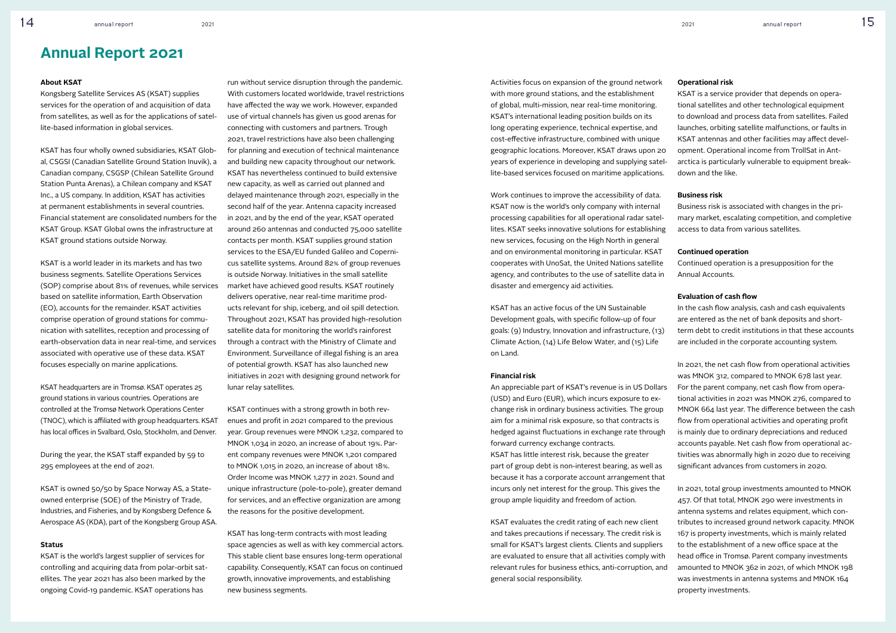# Annual Report 2021

**About KSAT**

Kongsberg Satellite Services AS (KSAT) supplies services for the operation of and acquisition of data from satellites, as well as for the applications of satellite-based information in global services.

KSAT has four wholly owned subsidiaries, KSAT Global, CSGSI (Canadian Satellite Ground Station Inuvik), a Canadian company, CSGSP (Chilean Satellite Ground Station Punta Arenas), a Chilean company and KSAT Inc., a US company. In addition, KSAT has activities at permanent establishments in several countries. Financial statement are consolidated numbers for the KSAT Group. KSAT Global owns the infrastructure at KSAT ground stations outside Norway.

KSAT is a world leader in its markets and has two business segments. Satellite Operations Services (SOP) comprise about 81% of revenues, while services based on satellite information, Earth Observation (EO), accounts for the remainder. KSAT activities comprise operation of ground stations for communication with satellites, reception and processing of earth-observation data in near real-time, and services associated with operative use of these data. KSAT focuses especially on marine applications.

KSAT headquarters are in Tromsø. KSAT operates 25 ground stations in various countries. Operations are controlled at the Tromsø Network Operations Center (TNOC), which is affiliated with group headquarters. KSAT has local offices in Svalbard, Oslo, Stockholm, and Denver.

During the year, the KSAT staff expanded by 59 to 295 employees at the end of 2021.

KSAT is owned 50/50 by Space Norway AS, a State-owned enterprise (SOE) of the Ministry of Trade, Industries, and Fisheries, and by Kongsberg Defence & Aerospace AS (KDA), part of the Kongsberg Group ASA.

**Status**

KSAT is the world's largest supplier of services for controlling and acquiring data from polar-orbit satellites. The year 2021 has also been marked by the ongoing Covid-19 pandemic. KSAT operations has run without service disruption through the pandemic. With customers located worldwide, travel restrictions have affected the way we work. However, expanded use of virtual channels has given us good arenas for connecting with customers and partners. Trough 2021, travel restrictions have also been challenging for planning and execution of technical maintenance and building new capacity throughout our network. KSAT has nevertheless continued to build extensive new capacity, as well as carried out planned and delayed maintenance through 2021, especially in the second half of the year. Antenna capacity increased in 2021, and by the end of the year, KSAT operated around 260 antennas and conducted 75,000 satellite contacts per month. KSAT supplies ground station services to the ESA/EU funded Galileo and Copernicus satellite systems. Around 82% of group revenues is outside Norway. Initiatives in the small satellite market have achieved good results. KSAT routinely delivers operative, near real-time maritime products relevant for ship, iceberg, and oil spill detection. Throughout 2021, KSAT has provided high-resolution satellite data for monitoring the world's rainforest through a contract with the Ministry of Climate and Environment. Surveillance of illegal fishing is an area of potential growth. KSAT has also launched new initiatives in 2021 with designing ground network for lunar relay satellites.

KSAT continues with a strong growth in both revenues and profit in 2021 compared to the previous year. Group revenues were MNOK 1,232, compared to MNOK 1,034 in 2020, an increase of about 19%. Parent company revenues were MNOK 1,201 compared to MNOK 1,015 in 2020, an increase of about 18%. Order Income was MNOK 1,277 in 2021. Sound and unique infrastructure (pole-to-pole), greater demand for services, and an effective organization are among the reasons for the positive development.

KSAT has long-term contracts with most leading space agencies as well as with key commercial actors. This stable client base ensures long-term operational capability. Consequently, KSAT can focus on continued growth, innovative improvements, and establishing new business segments.

Activities focus on expansion of the ground network with more ground stations, and the establishment of global, multi-mission, near real-time monitoring. KSAT's international leading position builds on its long operating experience, technical expertise, and cost-effective infrastructure, combined with unique geographic locations. Moreover, KSAT draws upon 20 years of experience in developing and supplying satellite-based services focused on maritime applications.

Work continues to improve the accessibility of data. KSAT now is the world's only company with internal processing capabilities for all operational radar satellites. KSAT seeks innovative solutions for establishing new services, focusing on the High North in general and on environmental monitoring in particular. KSAT cooperates with UnoSat, the United Nations satellite agency, and contributes to the use of satellite data in disaster and emergency aid activities.

KSAT has an active focus of the UN Sustainable Development goals, with specific follow-up of four goals: (9) Industry, Innovation and infrastructure, (13) Climate Action, (14) Life Below Water, and (15) Life on Land.

**Financial risk**

An appreciable part of KSAT's revenue is in US Dollars (USD) and Euro (EUR), which incurs exposure to exchange risk in ordinary business activities. The group aim for a minimal risk exposure, so that contracts is hedged against fluctuations in exchange rate through forward currency exchange contracts.
KSAT has little interest risk, because the greater part of group debt is non-interest bearing, as well as because it has a corporate account arrangement that incurs only net interest for the group. This gives the group ample liquidity and freedom of action.

KSAT evaluates the credit rating of each new client and takes precautions if necessary. The credit risk is small for KSAT's largest clients. Clients and suppliers are evaluated to ensure that all activities comply with relevant rules for business ethics, anti-corruption, and general social responsibility.

**Operational risk**

KSAT is a service provider that depends on operational satellites and other technological equipment to download and process data from satellites. Failed launches, orbiting satellite malfunctions, or faults in KSAT antennas and other facilities may affect development. Operational income from TrollSat in Antarctica is particularly vulnerable to equipment breakdown and the like.

**Business risk**

Business risk is associated with changes in the primary market, escalating competition, and completive access to data from various satellites.

**Continued operation**

Continued operation is a presupposition for the Annual Accounts.

**Evaluation of cash flow**

In the cash flow analysis, cash and cash equivalents are entered as the net of bank deposits and short-term debt to credit institutions in that these accounts are included in the corporate accounting system.

In 2021, the net cash flow from operational activities was MNOK 312, compared to MNOK 678 last year. For the parent company, net cash flow from operational activities in 2021 was MNOK 276, compared to MNOK 664 last year. The difference between the cash flow from operational activities and operating profit is mainly due to ordinary depreciations and reduced accounts payable. Net cash flow from operational activities was abnormally high in 2020 due to receiving significant advances from customers in 2020.

In 2021, total group investments amounted to MNOK 457. Of that total, MNOK 290 were investments in antenna systems and relates equipment, which contributes to increased ground network capacity. MNOK 167 is property investments, which is mainly related to the establishment of a new office space at the head office in Tromsø. Parent company investments amounted to MNOK 362 in 2021, of which MNOK 198 was investments in antenna systems and MNOK 164 property investments.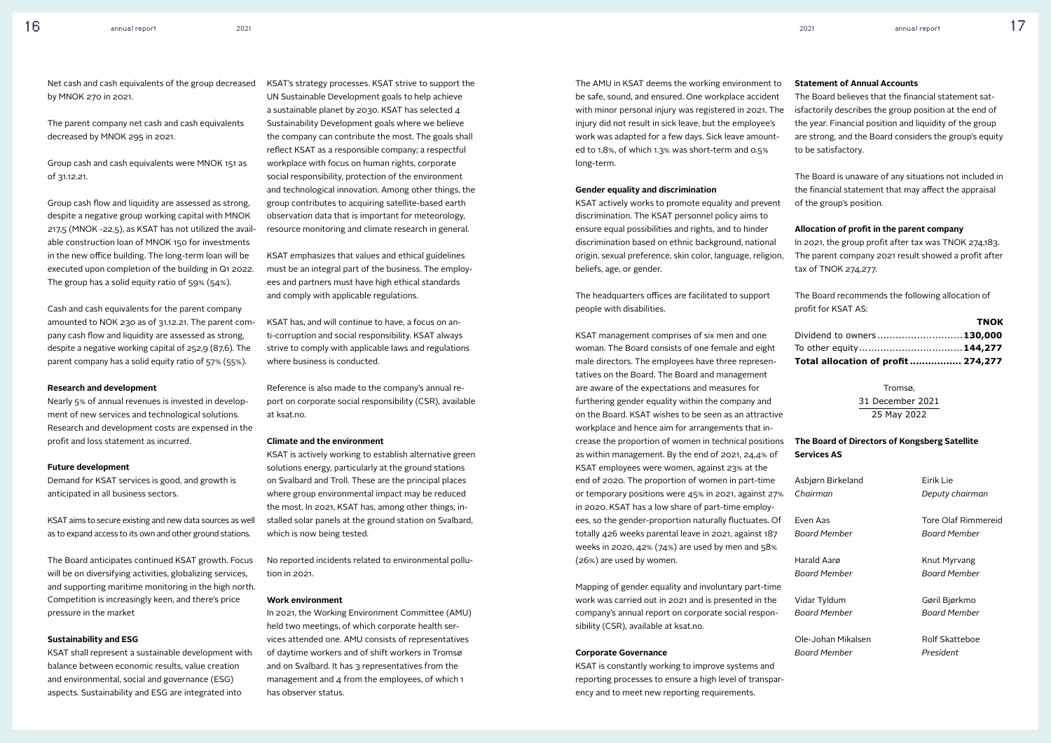Net cash and cash equivalents of the group decreased by MNOK 270 in 2021.

The parent company net cash and cash equivalents decreased by MNOK 295 in 2021.

Group cash and cash equivalents were MNOK 151 as of 31.12.21.

Group cash flow and liquidity are assessed as strong, despite a negative group working capital with MNOK 217,5 (MNOK -22,5), as KSAT has not utilized the available construction loan of MNOK 150 for investments in the new office building. The long-term loan will be executed upon completion of the building in Q1 2022. The group has a solid equity ratio of 59% (54%).

Cash and cash equivalents for the parent company amounted to NOK 230 as of 31.12.21. The parent company cash flow and liquidity are assessed as strong, despite a negative working capital of 252,9 (87,6). The parent company has a solid equity ratio of 57% (55%).

**Research and development**

Nearly 5% of annual revenues is invested in development of new services and technological solutions. Research and development costs are expensed in the profit and loss statement as incurred.

**Future development**

Demand for KSAT services is good, and growth is anticipated in all business sectors.

KSAT aims to secure existing and new data sources as well as to expand access to its own and other ground stations.

The Board anticipates continued KSAT growth. Focus will be on diversifying activities, globalizing services, and supporting maritime monitoring in the high north. Competition is increasingly keen, and there's price pressure in the market

**Sustainability and ESG**

KSAT shall represent a sustainable development with balance between economic results, value creation and environmental, social and governance (ESG) aspects. Sustainability and ESG are integrated into KSAT's strategy processes. KSAT strive to support the UN Sustainable Development goals to help achieve a sustainable planet by 2030. KSAT has selected 4 Sustainability Development goals where we believe the company can contribute the most. The goals shall reflect KSAT as a responsible company; a respectful workplace with focus on human rights, corporate social responsibility, protection of the environment and technological innovation. Among other things, the group contributes to acquiring satellite-based earth observation data that is important for meteorology, resource monitoring and climate research in general.

KSAT emphasizes that values and ethical guidelines must be an integral part of the business. The employees and partners must have high ethical standards and comply with applicable regulations.

KSAT has, and will continue to have, a focus on anti-corruption and social responsibility. KSAT always strive to comply with applicable laws and regulations where business is conducted.

Reference is also made to the company's annual report on corporate social responsibility (CSR), available at ksat.no.

**Climate and the environment**

KSAT is actively working to establish alternative green solutions energy, particularly at the ground stations on Svalbard and Troll. These are the principal places where group environmental impact may be reduced the most. In 2021, KSAT has, among other things, installed solar panels at the ground station on Svalbard, which is now being tested.

No reported incidents related to environmental pollution in 2021.

**Work environment**

In 2021, the Working Environment Committee (AMU) held two meetings, of which corporate health services attended one. AMU consists of representatives of daytime workers and of shift workers in Tromsø and on Svalbard. It has 3 representatives from the management and 4 from the employees, of which 1 has observer status.

The AMU in KSAT deems the working environment to be safe, sound, and ensured. One workplace accident with minor personal injury was registered in 2021. The injury did not result in sick leave, but the employee's work was adapted for a few days. Sick leave amounted to 1,8%, of which 1.3% was short-term and 0.5% long-term.

**Gender equality and discrimination**

KSAT actively works to promote equality and prevent discrimination. The KSAT personnel policy aims to ensure equal possibilities and rights, and to hinder discrimination based on ethnic background, national origin, sexual preference, skin color, language, religion, beliefs, age, or gender.

The headquarters offices are facilitated to support people with disabilities.

KSAT management comprises of six men and one woman. The Board consists of one female and eight male directors. The employees have three representatives on the Board. The Board and management are aware of the expectations and measures for furthering gender equality within the company and on the Board. KSAT wishes to be seen as an attractive workplace and hence aim for arrangements that increase the proportion of women in technical positions as within management. By the end of 2021, 24,4% of KSAT employees were women, against 23% at the end of 2020. The proportion of women in part-time or temporary positions were 45% in 2021, against 27% in 2020. KSAT has a low share of part-time employees, so the gender-proportion naturally fluctuates. Of totally 426 weeks parental leave in 2021, against 187 weeks in 2020, 42% (74%) are used by men and 58% (26%) are used by women.

Mapping of gender equality and involuntary part-time work was carried out in 2021 and is presented in the company's annual report on corporate social responsibility (CSR), available at ksat.no.

**Corporate Governance**

KSAT is constantly working to improve systems and reporting processes to ensure a high level of transparency and to meet new reporting requirements.

**Statement of Annual Accounts**

The Board believes that the financial statement satisfactorily describes the group position at the end of the year. Financial position and liquidity of the group are strong, and the Board considers the group's equity to be satisfactory.

The Board is unaware of any situations not included in the financial statement that may affect the appraisal of the group's position.

**Allocation of profit in the parent company**

In 2021, the group profit after tax was TNOK 274,183. The parent company 2021 result showed a profit after tax of TNOK 274,277.

The Board recommends the following allocation of profit for KSAT AS:

| | TNOK |
|---|---|
| Dividend to owners | **130,000** |
| To other equity | **144,277** |
| **Total allocation of profit** | **274,277** |

Tromsø,
31 December 2021
25 May 2022

**The Board of Directors of Kongsberg Satellite Services AS**

| | |
|---|---|
| Asbjørn Birkeland<br>*Chairman* | Eirik Lie<br>*Deputy chairman* |
| Even Aas<br>*Board Member* | Tore Olaf Rimmereid<br>*Board Member* |
| Harald Aarø<br>*Board Member* | Knut Myrvang<br>*Board Member* |
| Vidar Tyldum<br>*Board Member* | Gøril Bjørkmo<br>*Board Member* |
| Ole-Johan Mikalsen<br>*Board Member* | Rolf Skatteboe<br>*President* |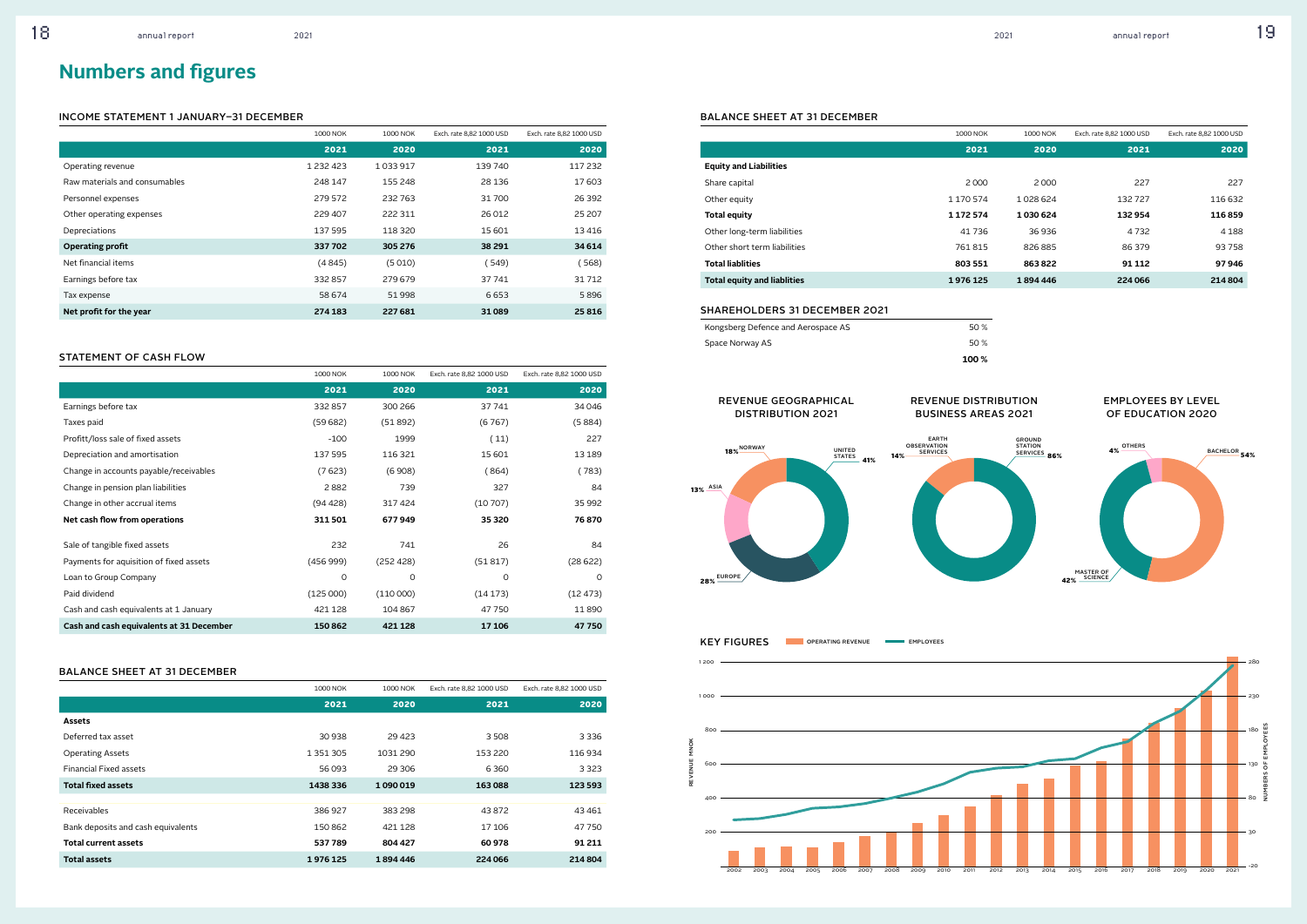# Numbers and figures

## INCOME STATEMENT 1 JANUARY–31 DECEMBER

| | 1000 NOK | 1000 NOK | Exch. rate 8,82 1000 USD | Exch. rate 8,82 1000 USD |
|---|---|---|---|---|
| | **2021** | **2020** | **2021** | **2020** |
| Operating revenue | 1 232 423 | 1 033 917 | 139 740 | 117 232 |
| Raw materials and consumables | 248 147 | 155 248 | 28 136 | 17 603 |
| Personnel expenses | 279 572 | 232 763 | 31 700 | 26 392 |
| Other operating expenses | 229 407 | 222 311 | 26 012 | 25 207 |
| Depreciations | 137 595 | 118 320 | 15 601 | 13 416 |
| **Operating profit** | **337 702** | **305 276** | **38 291** | **34 614** |
| Net financial items | (4 845) | (5 010) | (549) | (568) |
| Earnings before tax | 332 857 | 279 679 | 37 741 | 31 712 |
| Tax expense | 58 674 | 51 998 | 6 653 | 5 896 |
| **Net profit for the year** | **274 183** | **227 681** | **31 089** | **25 816** |

## STATEMENT OF CASH FLOW

| | 1000 NOK | 1000 NOK | Exch. rate 8,82 1000 USD | Exch. rate 8,82 1000 USD |
|---|---|---|---|---|
| | **2021** | **2020** | **2021** | **2020** |
| Earnings before tax | 332 857 | 300 266 | 37 741 | 34 046 |
| Taxes paid | (59 682) | (51 892) | (6 767) | (5 884) |
| Profitt/loss sale of fixed assets | -100 | 1999 | (11) | 227 |
| Depreciation and amortisation | 137 595 | 116 321 | 15 601 | 13 189 |
| Change in accounts payable/receivables | (7 623) | (6 908) | (864) | (783) |
| Change in pension plan liabilities | 2 882 | 739 | 327 | 84 |
| Change in other accrual items | (94 428) | 317 424 | (10 707) | 35 992 |
| **Net cash flow from operations** | **311 501** | **677 949** | **35 320** | **76 870** |
| Sale of tangible fixed assets | 232 | 741 | 26 | 84 |
| Payments for aquisition of fixed assets | (456 999) | (252 428) | (51 817) | (28 622) |
| Loan to Group Company | 0 | 0 | 0 | 0 |
| Paid dividend | (125 000) | (110 000) | (14 173) | (12 473) |
| Cash and cash equivalents at 1 January | 421 128 | 104 867 | 47 750 | 11 890 |
| **Cash and cash equivalents at 31 December** | **150 862** | **421 128** | **17 106** | **47 750** |

## BALANCE SHEET AT 31 DECEMBER

| | 1000 NOK | 1000 NOK | Exch. rate 8,82 1000 USD | Exch. rate 8,82 1000 USD |
|---|---|---|---|---|
| | **2021** | **2020** | **2021** | **2020** |
| **Assets** | | | | |
| Deferred tax asset | 30 938 | 29 423 | 3 508 | 3 336 |
| Operating Assets | 1 351 305 | 1031 290 | 153 220 | 116 934 |
| Financial Fixed assets | 56 093 | 29 306 | 6 360 | 3 323 |
| **Total fixed assets** | **1438 336** | **1 090 019** | **163 088** | **123 593** |
| Receivables | 386 927 | 383 298 | 43 872 | 43 461 |
| Bank deposits and cash equivalents | 150 862 | 421 128 | 17 106 | 47 750 |
| **Total current assets** | **537 789** | **804 427** | **60 978** | **91 211** |
| **Total assets** | **1 976 125** | **1 894 446** | **224 066** | **214 804** |

## BALANCE SHEET AT 31 DECEMBER

| | 1000 NOK | 1000 NOK | Exch. rate 8,82 1000 USD | Exch. rate 8,82 1000 USD |
|---|---|---|---|---|
| | **2021** | **2020** | **2021** | **2020** |
| **Equity and Liabilities** | | | | |
| Share capital | 2 000 | 2 000 | 227 | 227 |
| Other equity | 1 170 574 | 1 028 624 | 132 727 | 116 632 |
| **Total equity** | **1 172 574** | **1 030 624** | **132 954** | **116 859** |
| Other long-term liabilities | 41 736 | 36 936 | 4 732 | 4 188 |
| Other short term liabilities | 761 815 | 826 885 | 86 379 | 93 758 |
| **Total liablities** | **803 551** | **863 822** | **91 112** | **97 946** |
| **Total equity and liablities** | **1 976 125** | **1 894 446** | **224 066** | **214 804** |

## SHAREHOLDERS 31 DECEMBER 2021

| | |
|---|---|
| Kongsberg Defence and Aerospace AS | 50 % |
| Space Norway AS | 50 % |
| | **100 %** |

### REVENUE GEOGRAPHICAL DISTRIBUTION 2021

- United States 41%
- Europe 28%
- Norway 18%
- Asia 13%

### REVENUE DISTRIBUTION BUSINESS AREAS 2021

- Ground Station Services 86%
- Earth Observation Services 14%

### EMPLOYEES BY LEVEL OF EDUCATION 2020

- Bachelor 54%
- Master of Science 42%
- Others 4%

### KEY FIGURES

Operating revenue — Employees

Revenue MNOK (left axis, 200–1 200); Numbers of employees (right axis, -20–280); years 2002–2021.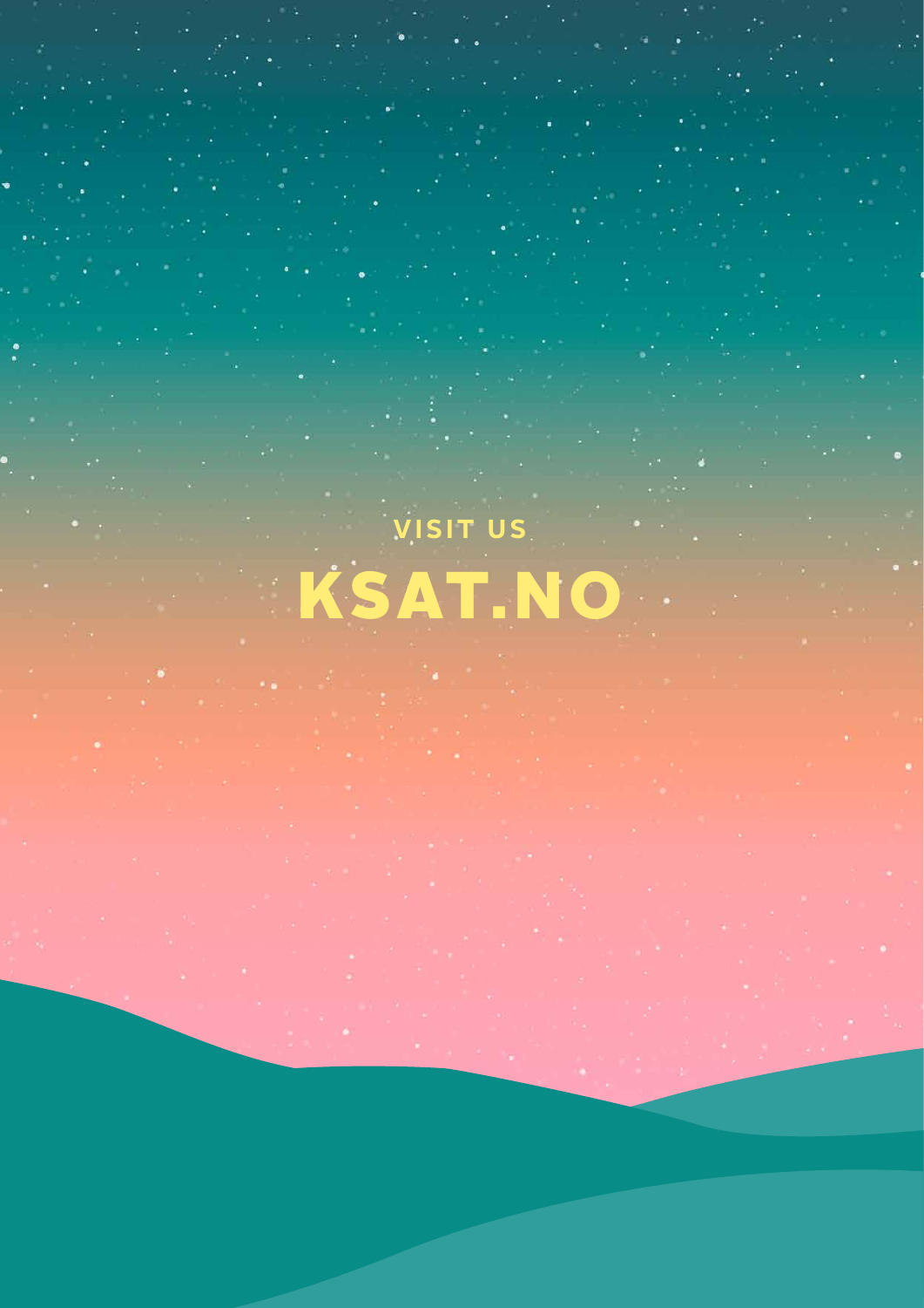VISIT US

# KSAT.NO